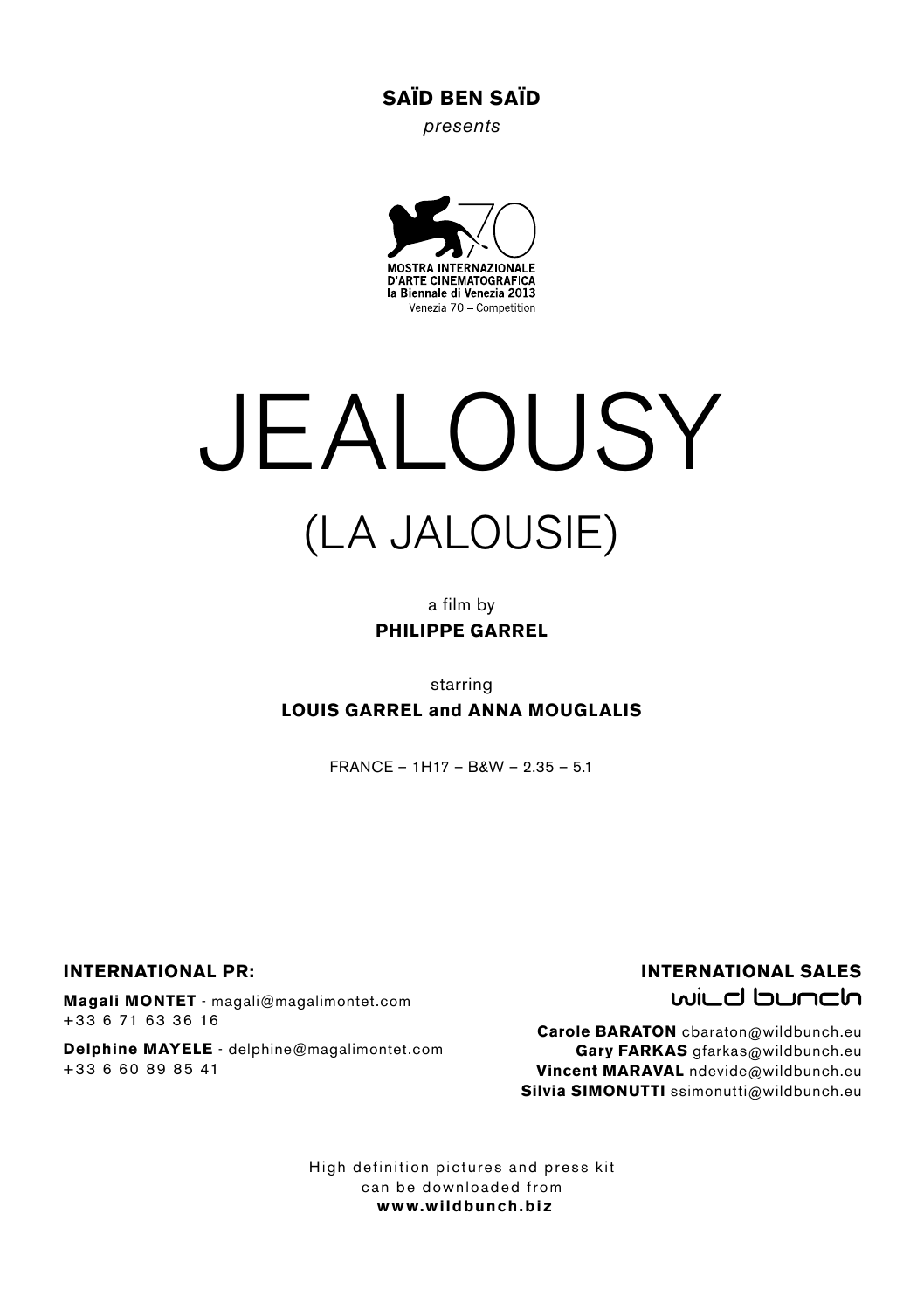**SAÏD BEN SAÏD**

*presents*

MOSTRA INTERNAZIONALE
D'ARTE CINEMATOGRAFICA
la Biennale di Venezia 2013
Venezia 70 – Competition

# JEALOUSY

## (LA JALOUSIE)

a film by

**PHILIPPE GARREL**

starring

**LOUIS GARREL and ANNA MOUGLALIS**

FRANCE – 1H17 – B&W – 2.35 – 5.1

**INTERNATIONAL PR:**

**Magali MONTET** - magali@magalimontet.com
+33 6 71 63 36 16

**Delphine MAYELE** - delphine@magalimontet.com
+33 6 60 89 85 41

**INTERNATIONAL SALES**
wild bunch

**Carole BARATON** cbaraton@wildbunch.eu
**Gary FARKAS** gfarkas@wildbunch.eu
**Vincent MARAVAL** ndevide@wildbunch.eu
**Silvia SIMONUTTI** ssimonutti@wildbunch.eu

High definition pictures and press kit
can be downloaded from
**www.wildbunch.biz**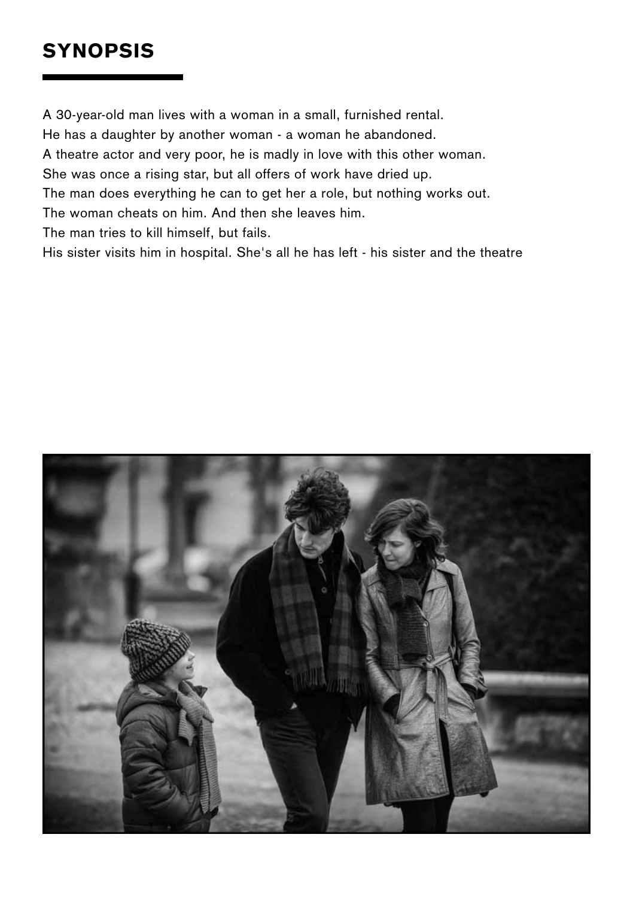## SYNOPSIS

A 30-year-old man lives with a woman in a small, furnished rental.
He has a daughter by another woman - a woman he abandoned.
A theatre actor and very poor, he is madly in love with this other woman.
She was once a rising star, but all offers of work have dried up.
The man does everything he can to get her a role, but nothing works out.
The woman cheats on him. And then she leaves him.
The man tries to kill himself, but fails.
His sister visits him in hospital. She's all he has left - his sister and the theatre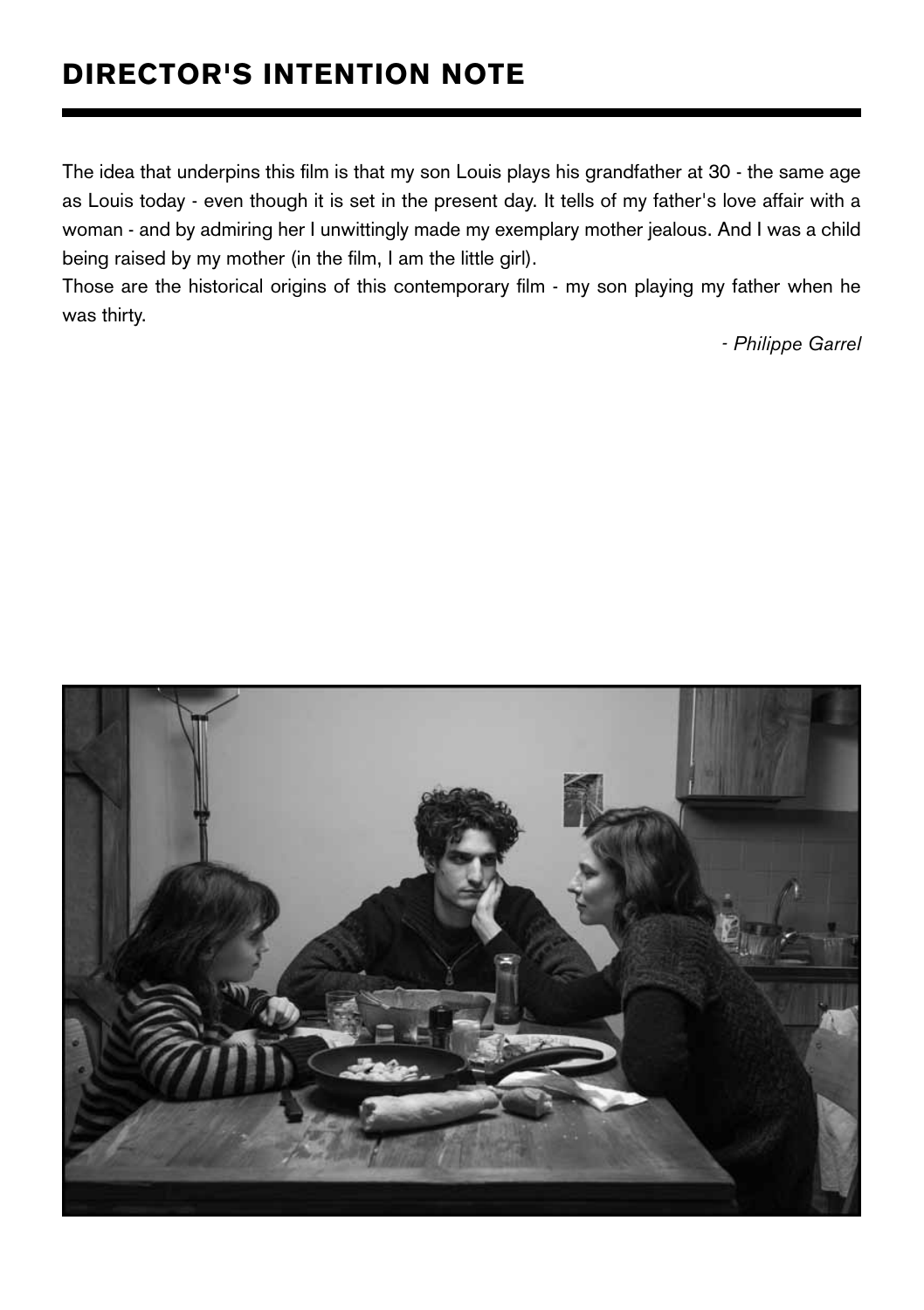# DIRECTOR'S INTENTION NOTE

The idea that underpins this film is that my son Louis plays his grandfather at 30 - the same age as Louis today - even though it is set in the present day. It tells of my father's love affair with a woman - and by admiring her I unwittingly made my exemplary mother jealous. And I was a child being raised by my mother (in the film, I am the little girl).
Those are the historical origins of this contemporary film - my son playing my father when he was thirty.

*- Philippe Garrel*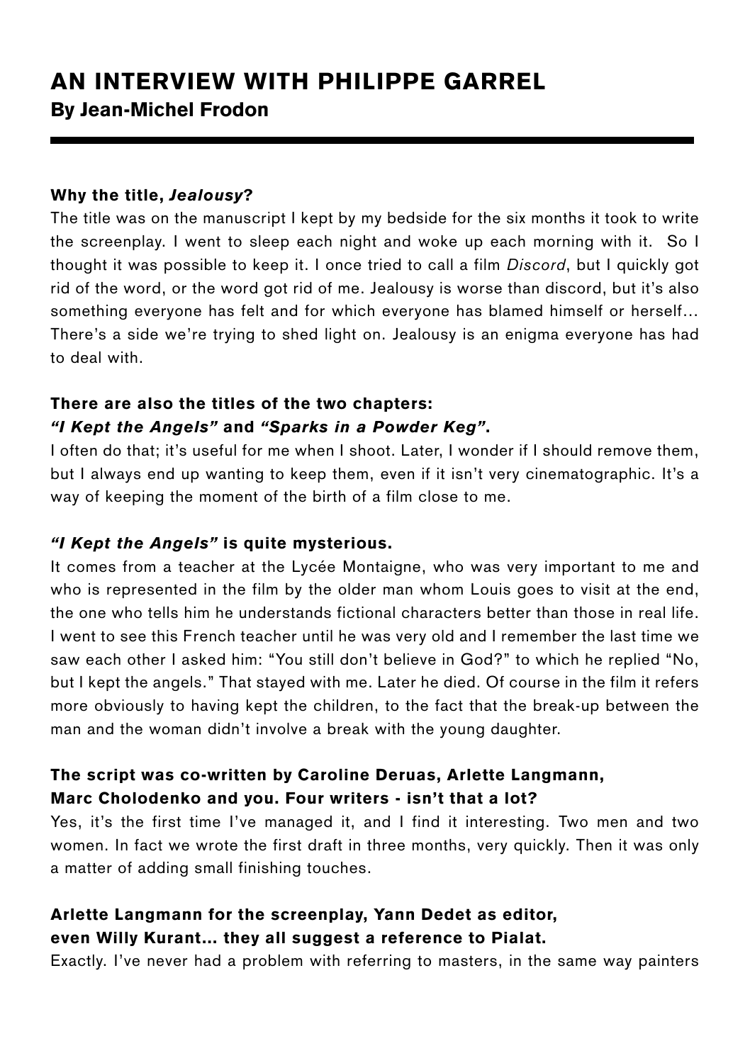# AN INTERVIEW WITH PHILIPPE GARREL

## By Jean-Michel Frodon

**Why the title, *Jealousy*?**

The title was on the manuscript I kept by my bedside for the six months it took to write the screenplay. I went to sleep each night and woke up each morning with it. So I thought it was possible to keep it. I once tried to call a film *Discord*, but I quickly got rid of the word, or the word got rid of me. Jealousy is worse than discord, but it's also something everyone has felt and for which everyone has blamed himself or herself… There's a side we're trying to shed light on. Jealousy is an enigma everyone has had to deal with.

**There are also the titles of the two chapters: *"I Kept the Angels"* and *"Sparks in a Powder Keg"*.**

I often do that; it's useful for me when I shoot. Later, I wonder if I should remove them, but I always end up wanting to keep them, even if it isn't very cinematographic. It's a way of keeping the moment of the birth of a film close to me.

***"I Kept the Angels"* is quite mysterious.**

It comes from a teacher at the Lycée Montaigne, who was very important to me and who is represented in the film by the older man whom Louis goes to visit at the end, the one who tells him he understands fictional characters better than those in real life. I went to see this French teacher until he was very old and I remember the last time we saw each other I asked him: "You still don't believe in God?" to which he replied "No, but I kept the angels." That stayed with me. Later he died. Of course in the film it refers more obviously to having kept the children, to the fact that the break-up between the man and the woman didn't involve a break with the young daughter.

**The script was co-written by Caroline Deruas, Arlette Langmann, Marc Cholodenko and you. Four writers - isn't that a lot?**

Yes, it's the first time I've managed it, and I find it interesting. Two men and two women. In fact we wrote the first draft in three months, very quickly. Then it was only a matter of adding small finishing touches.

**Arlette Langmann for the screenplay, Yann Dedet as editor, even Willy Kurant… they all suggest a reference to Pialat.**

Exactly. I've never had a problem with referring to masters, in the same way painters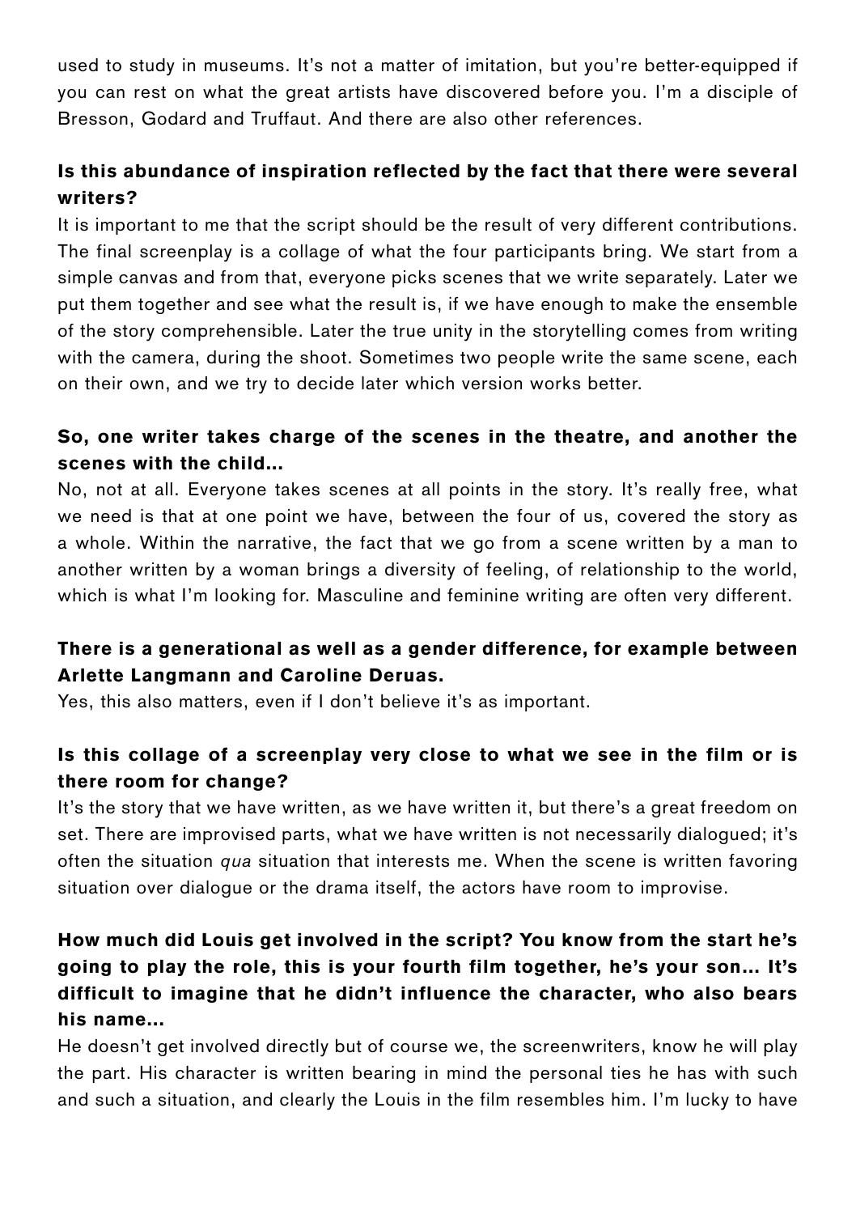used to study in museums. It's not a matter of imitation, but you're better-equipped if you can rest on what the great artists have discovered before you. I'm a disciple of Bresson, Godard and Truffaut. And there are also other references.

**Is this abundance of inspiration reflected by the fact that there were several writers?**

It is important to me that the script should be the result of very different contributions. The final screenplay is a collage of what the four participants bring. We start from a simple canvas and from that, everyone picks scenes that we write separately. Later we put them together and see what the result is, if we have enough to make the ensemble of the story comprehensible. Later the true unity in the storytelling comes from writing with the camera, during the shoot. Sometimes two people write the same scene, each on their own, and we try to decide later which version works better.

**So, one writer takes charge of the scenes in the theatre, and another the scenes with the child...**

No, not at all. Everyone takes scenes at all points in the story. It's really free, what we need is that at one point we have, between the four of us, covered the story as a whole. Within the narrative, the fact that we go from a scene written by a man to another written by a woman brings a diversity of feeling, of relationship to the world, which is what I'm looking for. Masculine and feminine writing are often very different.

**There is a generational as well as a gender difference, for example between Arlette Langmann and Caroline Deruas.**

Yes, this also matters, even if I don't believe it's as important.

**Is this collage of a screenplay very close to what we see in the film or is there room for change?**

It's the story that we have written, as we have written it, but there's a great freedom on set. There are improvised parts, what we have written is not necessarily dialogued; it's often the situation *qua* situation that interests me. When the scene is written favoring situation over dialogue or the drama itself, the actors have room to improvise.

**How much did Louis get involved in the script? You know from the start he's going to play the role, this is your fourth film together, he's your son... It's difficult to imagine that he didn't influence the character, who also bears his name...**

He doesn't get involved directly but of course we, the screenwriters, know he will play the part. His character is written bearing in mind the personal ties he has with such and such a situation, and clearly the Louis in the film resembles him. I'm lucky to have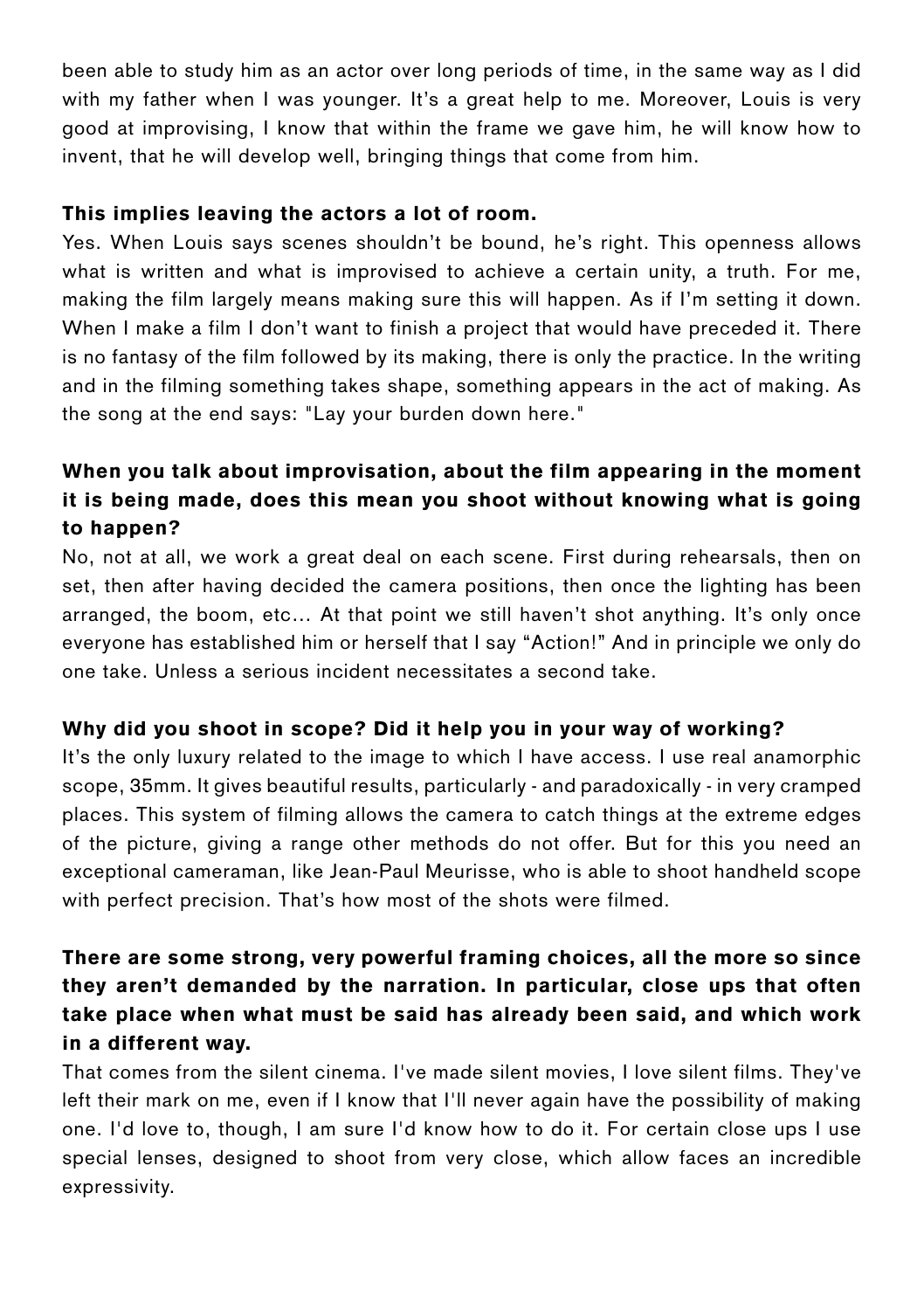been able to study him as an actor over long periods of time, in the same way as I did with my father when I was younger. It's a great help to me. Moreover, Louis is very good at improvising, I know that within the frame we gave him, he will know how to invent, that he will develop well, bringing things that come from him.

**This implies leaving the actors a lot of room.**

Yes. When Louis says scenes shouldn't be bound, he's right. This openness allows what is written and what is improvised to achieve a certain unity, a truth. For me, making the film largely means making sure this will happen. As if I'm setting it down. When I make a film I don't want to finish a project that would have preceded it. There is no fantasy of the film followed by its making, there is only the practice. In the writing and in the filming something takes shape, something appears in the act of making. As the song at the end says: "Lay your burden down here."

**When you talk about improvisation, about the film appearing in the moment it is being made, does this mean you shoot without knowing what is going to happen?**

No, not at all, we work a great deal on each scene. First during rehearsals, then on set, then after having decided the camera positions, then once the lighting has been arranged, the boom, etc… At that point we still haven't shot anything. It's only once everyone has established him or herself that I say "Action!" And in principle we only do one take. Unless a serious incident necessitates a second take.

**Why did you shoot in scope? Did it help you in your way of working?**

It's the only luxury related to the image to which I have access. I use real anamorphic scope, 35mm. It gives beautiful results, particularly - and paradoxically - in very cramped places. This system of filming allows the camera to catch things at the extreme edges of the picture, giving a range other methods do not offer. But for this you need an exceptional cameraman, like Jean-Paul Meurisse, who is able to shoot handheld scope with perfect precision. That's how most of the shots were filmed.

**There are some strong, very powerful framing choices, all the more so since they aren't demanded by the narration. In particular, close ups that often take place when what must be said has already been said, and which work in a different way.**

That comes from the silent cinema. I've made silent movies, I love silent films. They've left their mark on me, even if I know that I'll never again have the possibility of making one. I'd love to, though, I am sure I'd know how to do it. For certain close ups I use special lenses, designed to shoot from very close, which allow faces an incredible expressivity.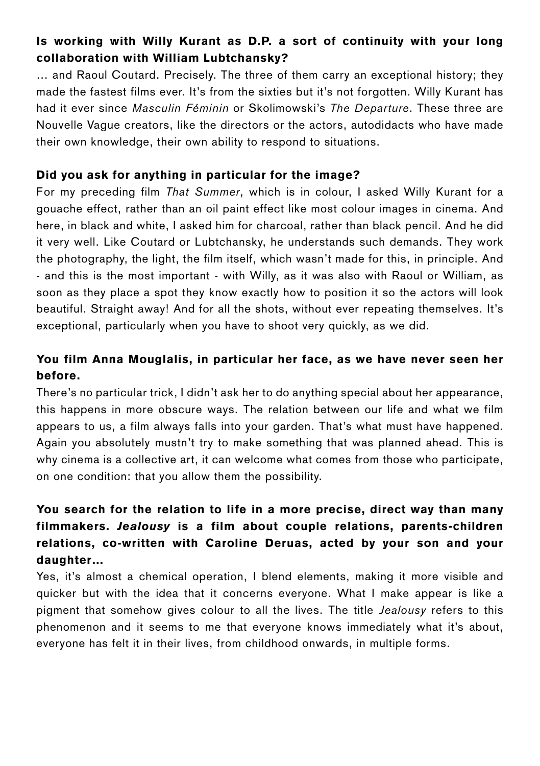**Is working with Willy Kurant as D.P. a sort of continuity with your long collaboration with William Lubtchansky?**

… and Raoul Coutard. Precisely. The three of them carry an exceptional history; they made the fastest films ever. It's from the sixties but it's not forgotten. Willy Kurant has had it ever since *Masculin Féminin* or Skolimowski's *The Departure*. These three are Nouvelle Vague creators, like the directors or the actors, autodidacts who have made their own knowledge, their own ability to respond to situations.

**Did you ask for anything in particular for the image?**

For my preceding film *That Summer*, which is in colour, I asked Willy Kurant for a gouache effect, rather than an oil paint effect like most colour images in cinema. And here, in black and white, I asked him for charcoal, rather than black pencil. And he did it very well. Like Coutard or Lubtchansky, he understands such demands. They work the photography, the light, the film itself, which wasn't made for this, in principle. And - and this is the most important - with Willy, as it was also with Raoul or William, as soon as they place a spot they know exactly how to position it so the actors will look beautiful. Straight away! And for all the shots, without ever repeating themselves. It's exceptional, particularly when you have to shoot very quickly, as we did.

**You film Anna Mouglalis, in particular her face, as we have never seen her before.**

There's no particular trick, I didn't ask her to do anything special about her appearance, this happens in more obscure ways. The relation between our life and what we film appears to us, a film always falls into your garden. That's what must have happened. Again you absolutely mustn't try to make something that was planned ahead. This is why cinema is a collective art, it can welcome what comes from those who participate, on one condition: that you allow them the possibility.

**You search for the relation to life in a more precise, direct way than many filmmakers. *Jealousy* is a film about couple relations, parents-children relations, co-written with Caroline Deruas, acted by your son and your daughter…**

Yes, it's almost a chemical operation, I blend elements, making it more visible and quicker but with the idea that it concerns everyone. What I make appear is like a pigment that somehow gives colour to all the lives. The title *Jealousy* refers to this phenomenon and it seems to me that everyone knows immediately what it's about, everyone has felt it in their lives, from childhood onwards, in multiple forms.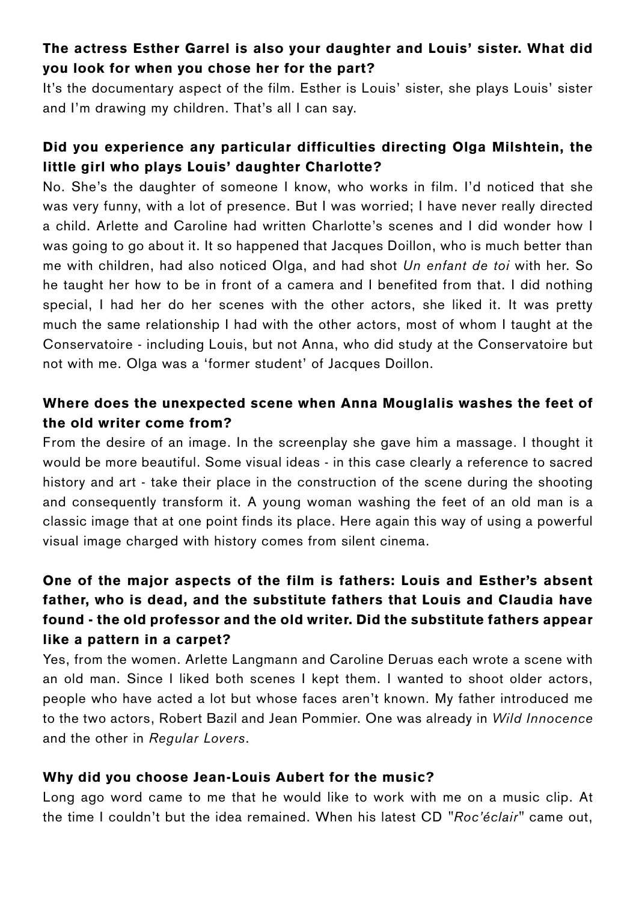**The actress Esther Garrel is also your daughter and Louis' sister. What did you look for when you chose her for the part?**

It's the documentary aspect of the film. Esther is Louis' sister, she plays Louis' sister and I'm drawing my children. That's all I can say.

**Did you experience any particular difficulties directing Olga Milshtein, the little girl who plays Louis' daughter Charlotte?**

No. She's the daughter of someone I know, who works in film. I'd noticed that she was very funny, with a lot of presence. But I was worried; I have never really directed a child. Arlette and Caroline had written Charlotte's scenes and I did wonder how I was going to go about it. It so happened that Jacques Doillon, who is much better than me with children, had also noticed Olga, and had shot *Un enfant de toi* with her. So he taught her how to be in front of a camera and I benefited from that. I did nothing special, I had her do her scenes with the other actors, she liked it. It was pretty much the same relationship I had with the other actors, most of whom I taught at the Conservatoire - including Louis, but not Anna, who did study at the Conservatoire but not with me. Olga was a 'former student' of Jacques Doillon.

**Where does the unexpected scene when Anna Mouglalis washes the feet of the old writer come from?**

From the desire of an image. In the screenplay she gave him a massage. I thought it would be more beautiful. Some visual ideas - in this case clearly a reference to sacred history and art - take their place in the construction of the scene during the shooting and consequently transform it. A young woman washing the feet of an old man is a classic image that at one point finds its place. Here again this way of using a powerful visual image charged with history comes from silent cinema.

**One of the major aspects of the film is fathers: Louis and Esther's absent father, who is dead, and the substitute fathers that Louis and Claudia have found - the old professor and the old writer. Did the substitute fathers appear like a pattern in a carpet?**

Yes, from the women. Arlette Langmann and Caroline Deruas each wrote a scene with an old man. Since I liked both scenes I kept them. I wanted to shoot older actors, people who have acted a lot but whose faces aren't known. My father introduced me to the two actors, Robert Bazil and Jean Pommier. One was already in *Wild Innocence* and the other in *Regular Lovers*.

**Why did you choose Jean-Louis Aubert for the music?**

Long ago word came to me that he would like to work with me on a music clip. At the time I couldn't but the idea remained. When his latest CD "*Roc'éclair*" came out,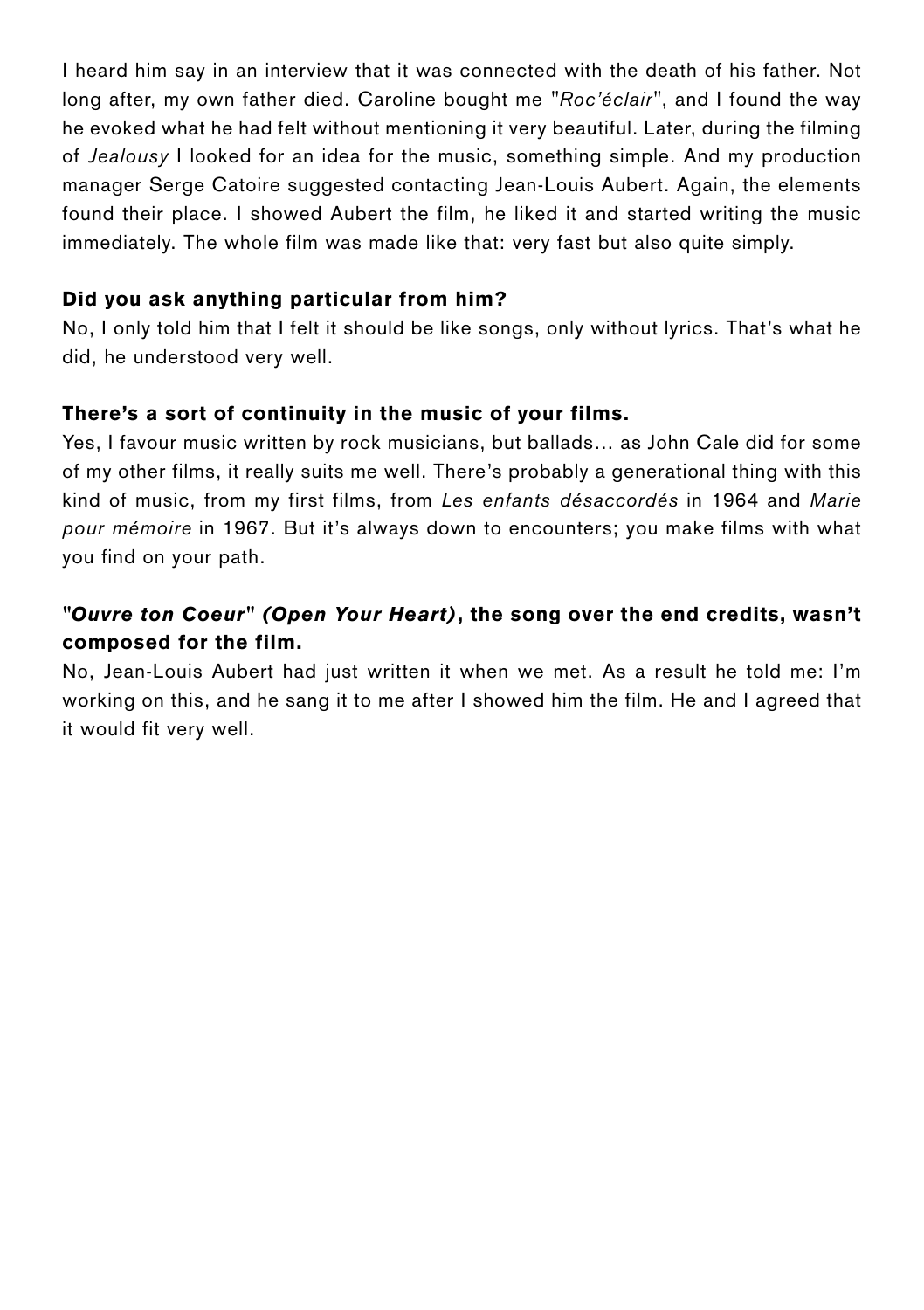I heard him say in an interview that it was connected with the death of his father. Not long after, my own father died. Caroline bought me "*Roc'éclair*", and I found the way he evoked what he had felt without mentioning it very beautiful. Later, during the filming of *Jealousy* I looked for an idea for the music, something simple. And my production manager Serge Catoire suggested contacting Jean-Louis Aubert. Again, the elements found their place. I showed Aubert the film, he liked it and started writing the music immediately. The whole film was made like that: very fast but also quite simply.

**Did you ask anything particular from him?**
No, I only told him that I felt it should be like songs, only without lyrics. That's what he did, he understood very well.

**There's a sort of continuity in the music of your films.**
Yes, I favour music written by rock musicians, but ballads… as John Cale did for some of my other films, it really suits me well. There's probably a generational thing with this kind of music, from my first films, from *Les enfants désaccordés* in 1964 and *Marie pour mémoire* in 1967. But it's always down to encounters; you make films with what you find on your path.

**"*Ouvre ton Coeur*" *(Open Your Heart)*, the song over the end credits, wasn't composed for the film.**
No, Jean-Louis Aubert had just written it when we met. As a result he told me: I'm working on this, and he sang it to me after I showed him the film. He and I agreed that it would fit very well.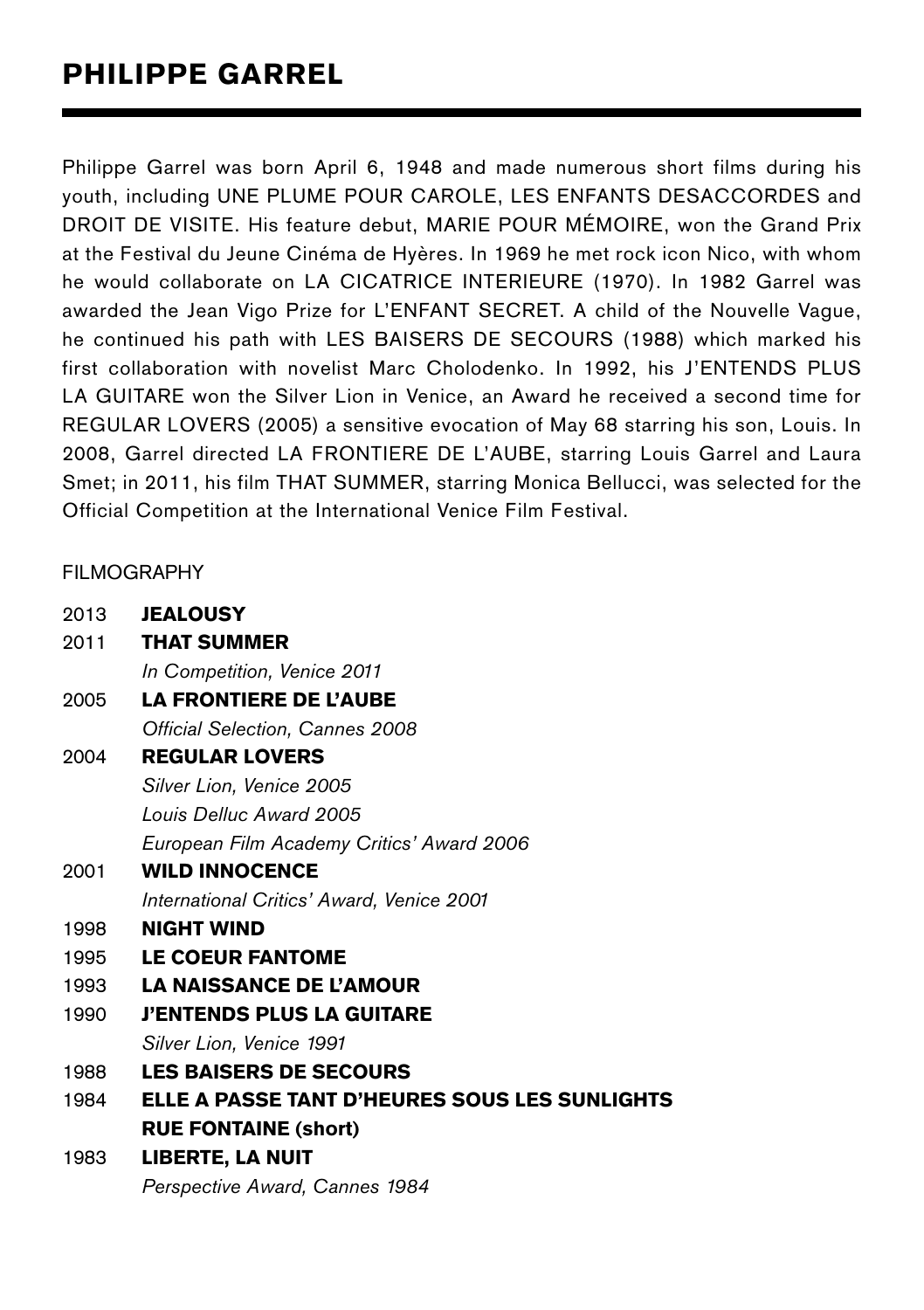# PHILIPPE GARREL

Philippe Garrel was born April 6, 1948 and made numerous short films during his youth, including UNE PLUME POUR CAROLE, LES ENFANTS DESACCORDES and DROIT DE VISITE. His feature debut, MARIE POUR MÉMOIRE, won the Grand Prix at the Festival du Jeune Cinéma de Hyères. In 1969 he met rock icon Nico, with whom he would collaborate on LA CICATRICE INTERIEURE (1970). In 1982 Garrel was awarded the Jean Vigo Prize for L'ENFANT SECRET. A child of the Nouvelle Vague, he continued his path with LES BAISERS DE SECOURS (1988) which marked his first collaboration with novelist Marc Cholodenko. In 1992, his J'ENTENDS PLUS LA GUITARE won the Silver Lion in Venice, an Award he received a second time for REGULAR LOVERS (2005) a sensitive evocation of May 68 starring his son, Louis. In 2008, Garrel directed LA FRONTIERE DE L'AUBE, starring Louis Garrel and Laura Smet; in 2011, his film THAT SUMMER, starring Monica Bellucci, was selected for the Official Competition at the International Venice Film Festival.

FILMOGRAPHY

2013 **JEALOUSY**

2011 **THAT SUMMER**
*In Competition, Venice 2011*

2005 **LA FRONTIERE DE L'AUBE**
*Official Selection, Cannes 2008*

2004 **REGULAR LOVERS**
*Silver Lion, Venice 2005*
*Louis Delluc Award 2005*
*European Film Academy Critics' Award 2006*

2001 **WILD INNOCENCE**
*International Critics' Award, Venice 2001*

1998 **NIGHT WIND**

1995 **LE COEUR FANTOME**

1993 **LA NAISSANCE DE L'AMOUR**

1990 **J'ENTENDS PLUS LA GUITARE**
*Silver Lion, Venice 1991*

1988 **LES BAISERS DE SECOURS**

1984 **ELLE A PASSE TANT D'HEURES SOUS LES SUNLIGHTS**
**RUE FONTAINE (short)**

1983 **LIBERTE, LA NUIT**
*Perspective Award, Cannes 1984*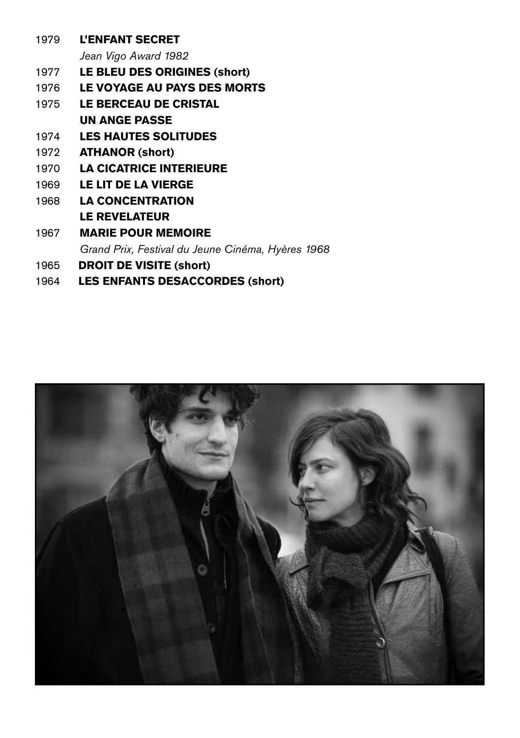1979 **L'ENFANT SECRET**
*Jean Vigo Award 1982*

1977 **LE BLEU DES ORIGINES (short)**

1976 **LE VOYAGE AU PAYS DES MORTS**

1975 **LE BERCEAU DE CRISTAL**
**UN ANGE PASSE**

1974 **LES HAUTES SOLITUDES**

1972 **ATHANOR (short)**

1970 **LA CICATRICE INTERIEURE**

1969 **LE LIT DE LA VIERGE**

1968 **LA CONCENTRATION**
**LE REVELATEUR**

1967 **MARIE POUR MEMOIRE**
*Grand Prix, Festival du Jeune Cinéma, Hyères 1968*

1965 **DROIT DE VISITE (short)**

1964 **LES ENFANTS DESACCORDES (short)**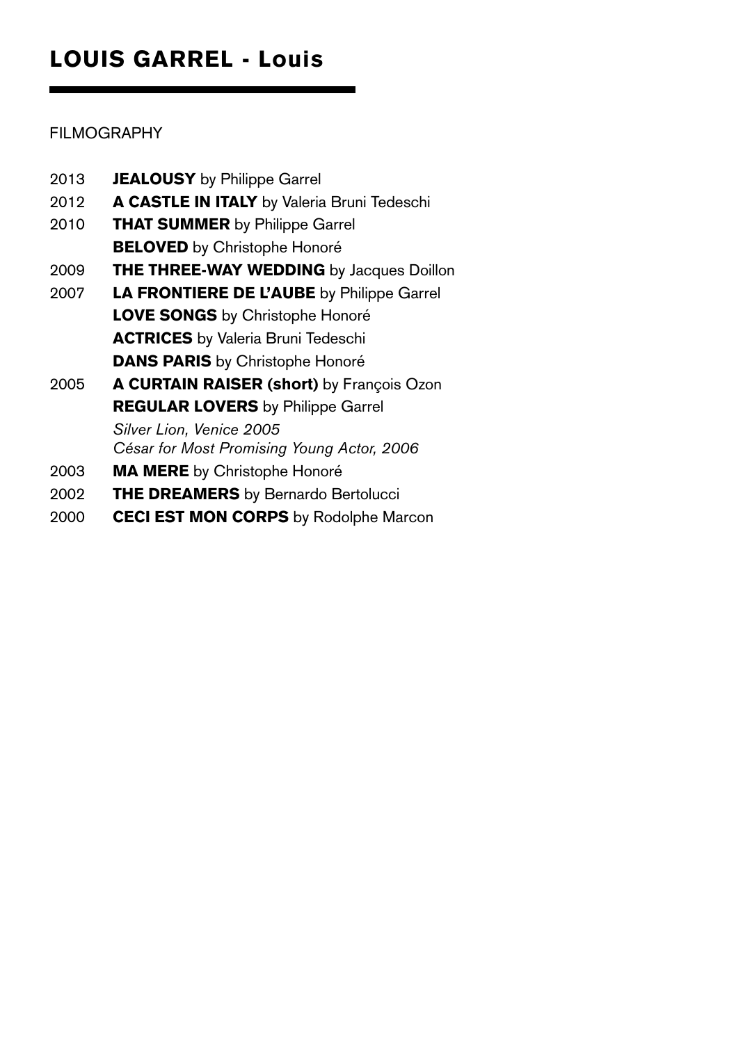# LOUIS GARREL - Louis

FILMOGRAPHY

2013 **JEALOUSY** by Philippe Garrel

2012 **A CASTLE IN ITALY** by Valeria Bruni Tedeschi

2010 **THAT SUMMER** by Philippe Garrel

**BELOVED** by Christophe Honoré

2009 **THE THREE-WAY WEDDING** by Jacques Doillon

2007 **LA FRONTIERE DE L'AUBE** by Philippe Garrel

**LOVE SONGS** by Christophe Honoré

**ACTRICES** by Valeria Bruni Tedeschi

**DANS PARIS** by Christophe Honoré

2005 **A CURTAIN RAISER (short)** by François Ozon

**REGULAR LOVERS** by Philippe Garrel

*Silver Lion, Venice 2005*
*César for Most Promising Young Actor, 2006*

2003 **MA MERE** by Christophe Honoré

2002 **THE DREAMERS** by Bernardo Bertolucci

2000 **CECI EST MON CORPS** by Rodolphe Marcon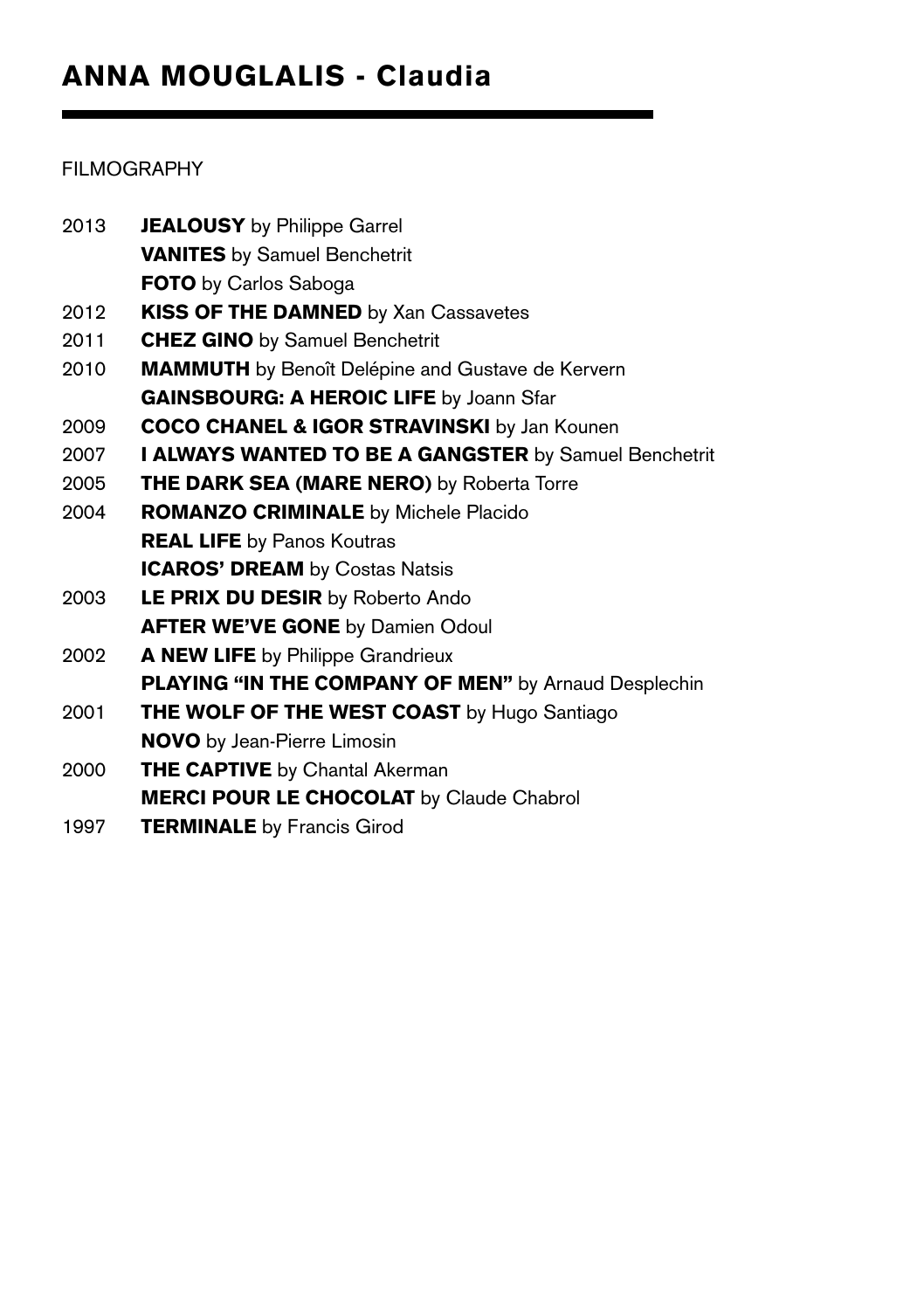# ANNA MOUGLALIS - Claudia

FILMOGRAPHY

2013 **JEALOUSY** by Philippe Garrel
**VANITES** by Samuel Benchetrit
**FOTO** by Carlos Saboga
2012 **KISS OF THE DAMNED** by Xan Cassavetes
2011 **CHEZ GINO** by Samuel Benchetrit
2010 **MAMMUTH** by Benoît Delépine and Gustave de Kervern
**GAINSBOURG: A HEROIC LIFE** by Joann Sfar
2009 **COCO CHANEL & IGOR STRAVINSKI** by Jan Kounen
2007 **I ALWAYS WANTED TO BE A GANGSTER** by Samuel Benchetrit
2005 **THE DARK SEA (MARE NERO)** by Roberta Torre
2004 **ROMANZO CRIMINALE** by Michele Placido
**REAL LIFE** by Panos Koutras
**ICAROS' DREAM** by Costas Natsis
2003 **LE PRIX DU DESIR** by Roberto Ando
**AFTER WE'VE GONE** by Damien Odoul
2002 **A NEW LIFE** by Philippe Grandrieux
**PLAYING "IN THE COMPANY OF MEN"** by Arnaud Desplechin
2001 **THE WOLF OF THE WEST COAST** by Hugo Santiago
**NOVO** by Jean-Pierre Limosin
2000 **THE CAPTIVE** by Chantal Akerman
**MERCI POUR LE CHOCOLAT** by Claude Chabrol
1997 **TERMINALE** by Francis Girod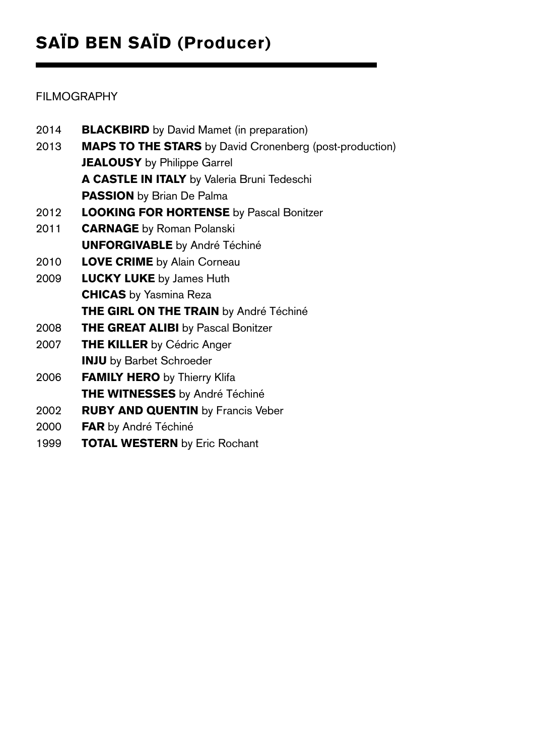# SAÏD BEN SAÏD (Producer)

FILMOGRAPHY

2014 **BLACKBIRD** by David Mamet (in preparation)
2013 **MAPS TO THE STARS** by David Cronenberg (post-production)
**JEALOUSY** by Philippe Garrel
**A CASTLE IN ITALY** by Valeria Bruni Tedeschi
**PASSION** by Brian De Palma
2012 **LOOKING FOR HORTENSE** by Pascal Bonitzer
2011 **CARNAGE** by Roman Polanski
**UNFORGIVABLE** by André Téchiné
2010 **LOVE CRIME** by Alain Corneau
2009 **LUCKY LUKE** by James Huth
**CHICAS** by Yasmina Reza
**THE GIRL ON THE TRAIN** by André Téchiné
2008 **THE GREAT ALIBI** by Pascal Bonitzer
2007 **THE KILLER** by Cédric Anger
**INJU** by Barbet Schroeder
2006 **FAMILY HERO** by Thierry Klifa
**THE WITNESSES** by André Téchiné
2002 **RUBY AND QUENTIN** by Francis Veber
2000 **FAR** by André Téchiné
1999 **TOTAL WESTERN** by Eric Rochant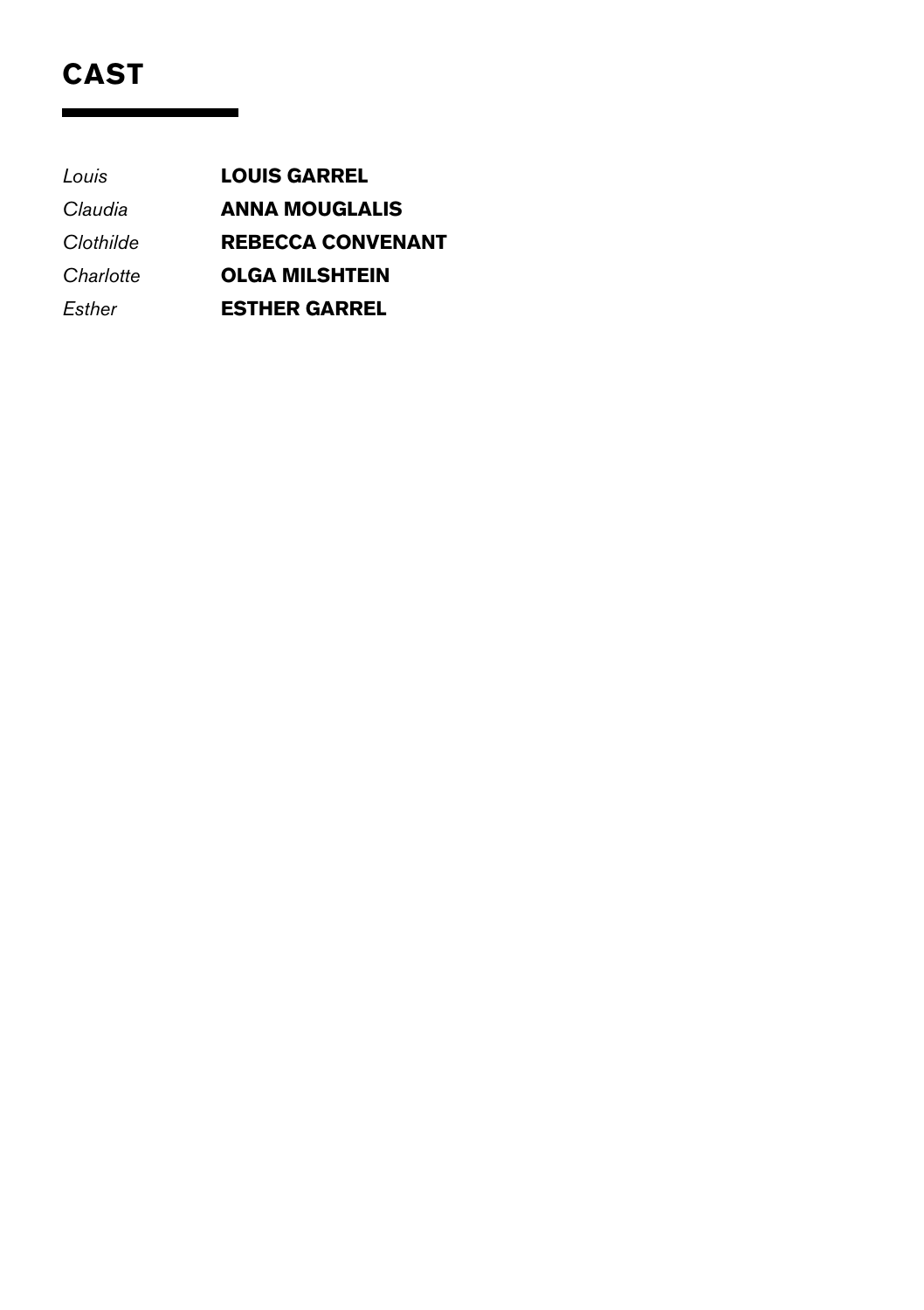# CAST

| | |
|---|---|
| *Louis* | **LOUIS GARREL** |
| *Claudia* | **ANNA MOUGLALIS** |
| *Clothilde* | **REBECCA CONVENANT** |
| *Charlotte* | **OLGA MILSHTEIN** |
| *Esther* | **ESTHER GARREL** |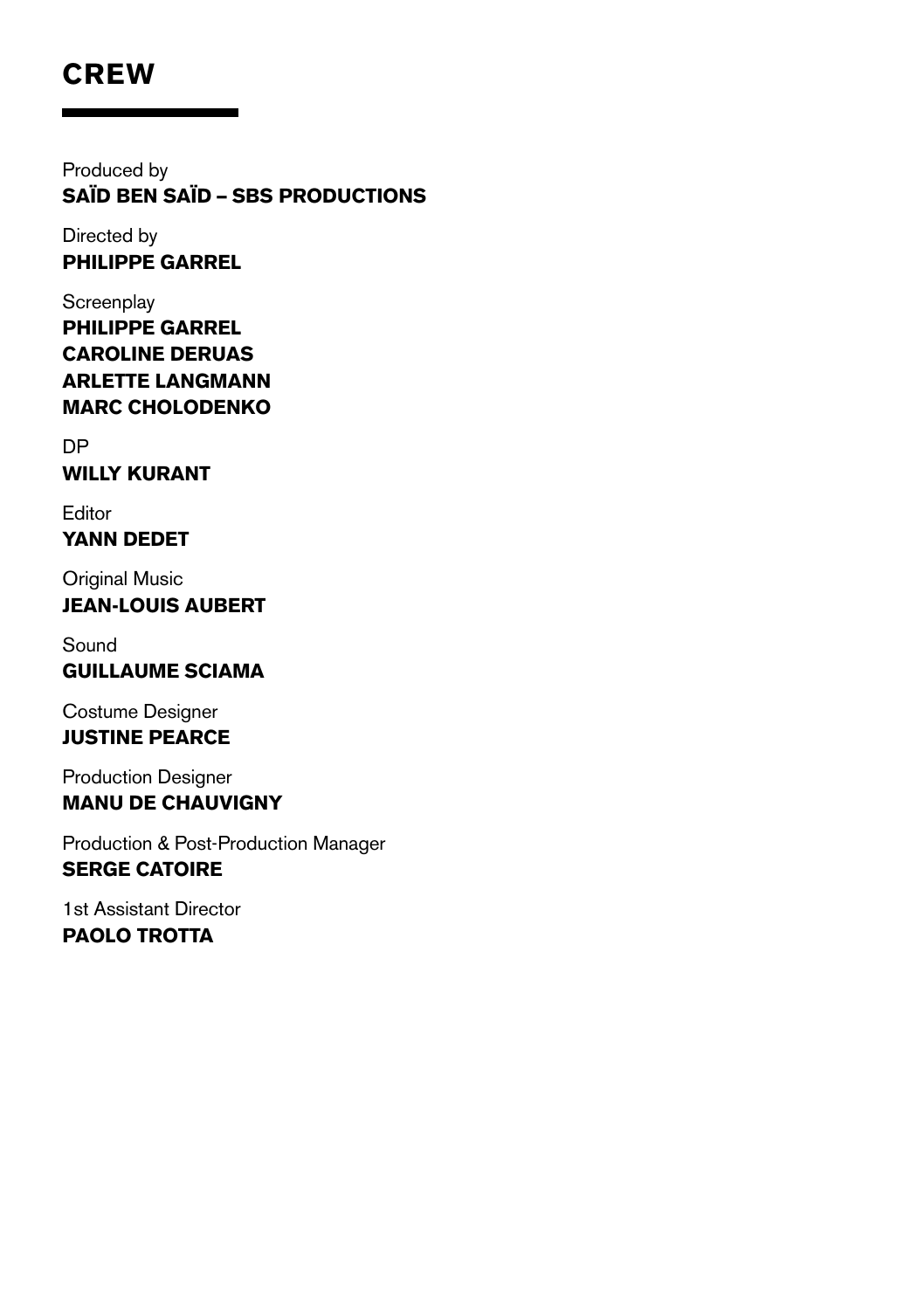# CREW

Produced by
**SAÏD BEN SAÏD – SBS PRODUCTIONS**

Directed by
**PHILIPPE GARREL**

Screenplay
**PHILIPPE GARREL**
**CAROLINE DERUAS**
**ARLETTE LANGMANN**
**MARC CHOLODENKO**

DP
**WILLY KURANT**

Editor
**YANN DEDET**

Original Music
**JEAN-LOUIS AUBERT**

Sound
**GUILLAUME SCIAMA**

Costume Designer
**JUSTINE PEARCE**

Production Designer
**MANU DE CHAUVIGNY**

Production & Post-Production Manager
**SERGE CATOIRE**

1st Assistant Director
**PAOLO TROTTA**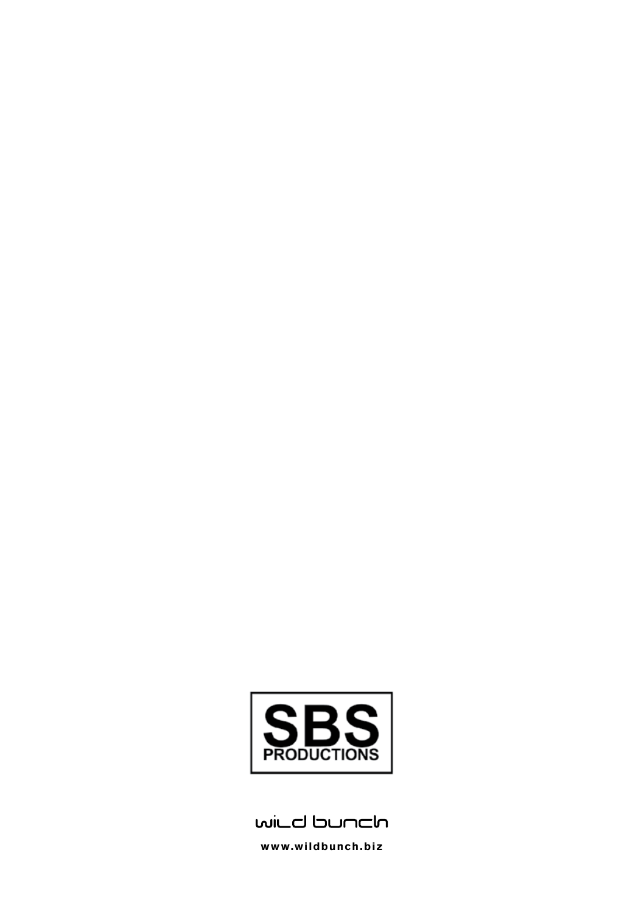SBS
PRODUCTIONS

wild bunch

www.wildbunch.biz